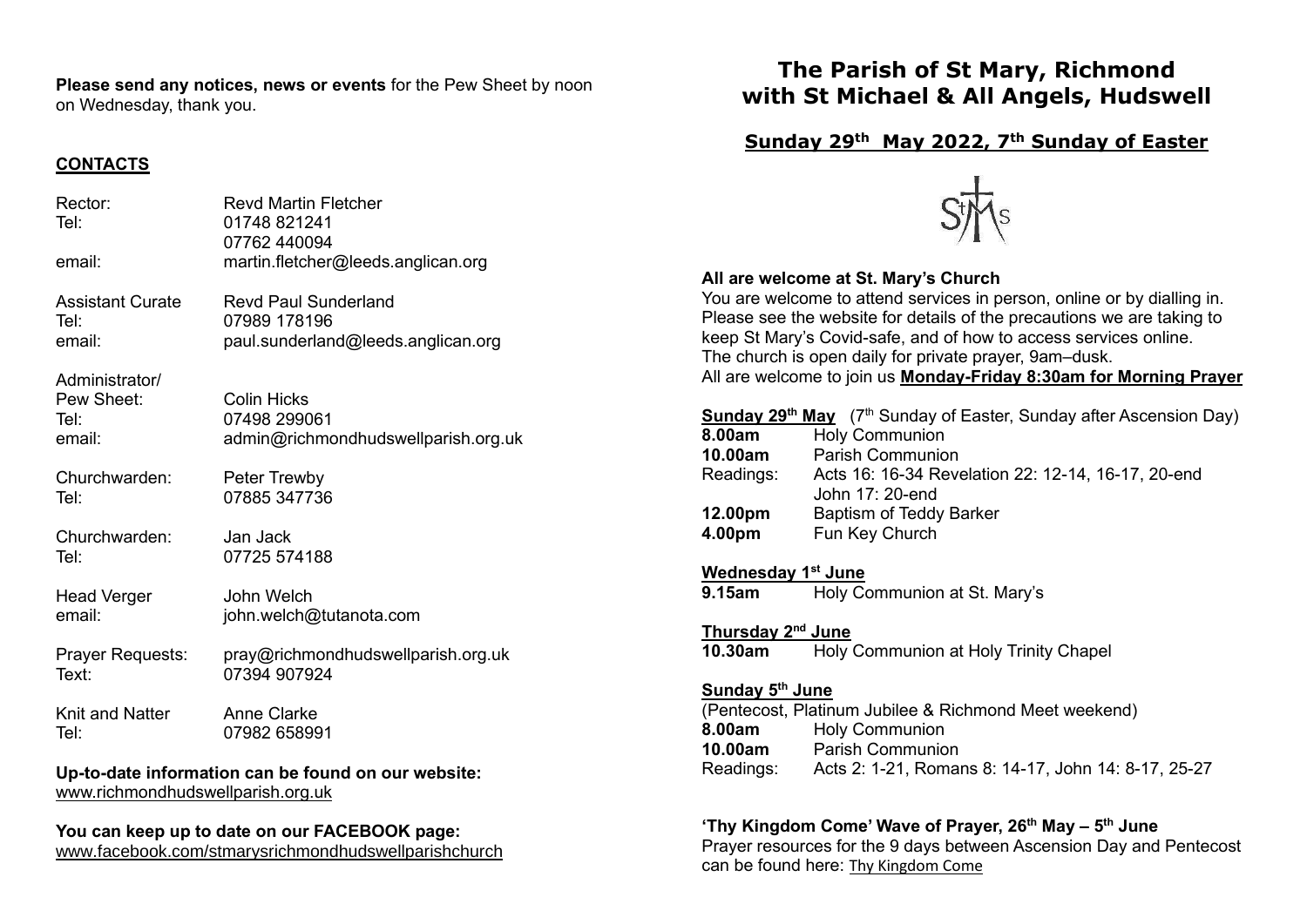**Please send any notices, news or events** for the Pew Sheet by noon on Wednesday, thank you.

## CONTACTS

| | |
|---|---|
| Rector: | Revd Martin Fletcher |
| Tel: | 01748 821241 |
| | 07762 440094 |
| email: | martin.fletcher@leeds.anglican.org |
| Assistant Curate | Revd Paul Sunderland |
| Tel: | 07989 178196 |
| email: | paul.sunderland@leeds.anglican.org |
| Administrator/ Pew Sheet: | Colin Hicks |
| Tel: | 07498 299061 |
| email: | admin@richmondhudswellparish.org.uk |
| Churchwarden: | Peter Trewby |
| Tel: | 07885 347736 |
| Churchwarden: | Jan Jack |
| Tel: | 07725 574188 |
| Head Verger | John Welch |
| email: | john.welch@tutanota.com |
| Prayer Requests: | pray@richmondhudswellparish.org.uk |
| Text: | 07394 907924 |
| Knit and Natter | Anne Clarke |
| Tel: | 07982 658991 |

**Up-to-date information can be found on our website:**
www.richmondhudswellparish.org.uk

**You can keep up to date on our FACEBOOK page:**
www.facebook.com/stmarysrichmondhudswellparishchurch

# The Parish of St Mary, Richmond with St Michael & All Angels, Hudswell

## Sunday 29th May 2022, 7th Sunday of Easter

**All are welcome at St. Mary's Church**
You are welcome to attend services in person, online or by dialling in. Please see the website for details of the precautions we are taking to keep St Mary's Covid-safe, and of how to access services online.
The church is open daily for private prayer, 9am–dusk.
All are welcome to join us **Monday-Friday 8:30am for Morning Prayer**

**Sunday 29th May** (7th Sunday of Easter, Sunday after Ascension Day)

| | |
|---|---|
| **8.00am** | Holy Communion |
| **10.00am** | Parish Communion |
| Readings: | Acts 16: 16-34 Revelation 22: 12-14, 16-17, 20-end John 17: 20-end |
| **12.00pm** | Baptism of Teddy Barker |
| **4.00pm** | Fun Key Church |

**Wednesday 1st June**

**9.15am** Holy Communion at St. Mary's

**Thursday 2nd June**

**10.30am** Holy Communion at Holy Trinity Chapel

**Sunday 5th June**

(Pentecost, Platinum Jubilee & Richmond Meet weekend)

| | |
|---|---|
| **8.00am** | Holy Communion |
| **10.00am** | Parish Communion |
| Readings: | Acts 2: 1-21, Romans 8: 14-17, John 14: 8-17, 25-27 |

**'Thy Kingdom Come' Wave of Prayer, 26th May – 5th June**
Prayer resources for the 9 days between Ascension Day and Pentecost can be found here: Thy Kingdom Come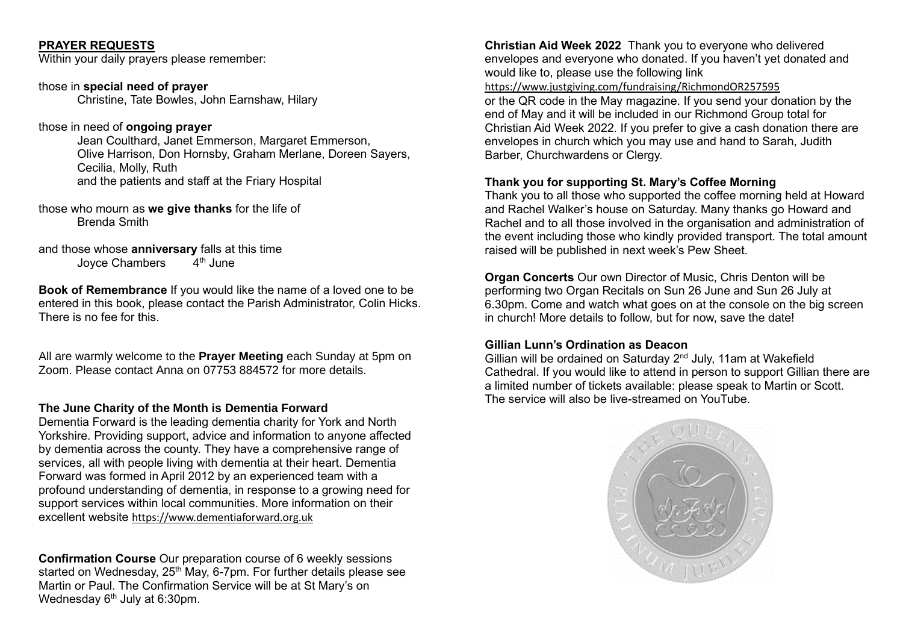## PRAYER REQUESTS

Within your daily prayers please remember:

those in **special need of prayer**

Christine, Tate Bowles, John Earnshaw, Hilary

those in need of **ongoing prayer**

Jean Coulthard, Janet Emmerson, Margaret Emmerson, Olive Harrison, Don Hornsby, Graham Merlane, Doreen Sayers, Cecilia, Molly, Ruth
and the patients and staff at the Friary Hospital

those who mourn as **we give thanks** for the life of

Brenda Smith

and those whose **anniversary** falls at this time

Joyce Chambers 4th June

**Book of Remembrance** If you would like the name of a loved one to be entered in this book, please contact the Parish Administrator, Colin Hicks. There is no fee for this.

All are warmly welcome to the **Prayer Meeting** each Sunday at 5pm on Zoom. Please contact Anna on 07753 884572 for more details.

### The June Charity of the Month is Dementia Forward

Dementia Forward is the leading dementia charity for York and North Yorkshire. Providing support, advice and information to anyone affected by dementia across the county. They have a comprehensive range of services, all with people living with dementia at their heart. Dementia Forward was formed in April 2012 by an experienced team with a profound understanding of dementia, in response to a growing need for support services within local communities. More information on their excellent website https://www.dementiaforward.org.uk

**Confirmation Course** Our preparation course of 6 weekly sessions started on Wednesday, 25th May, 6-7pm. For further details please see Martin or Paul. The Confirmation Service will be at St Mary's on Wednesday 6th July at 6:30pm.

**Christian Aid Week 2022** Thank you to everyone who delivered envelopes and everyone who donated. If you haven't yet donated and would like to, please use the following link
https://www.justgiving.com/fundraising/RichmondOR257595
or the QR code in the May magazine. If you send your donation by the end of May and it will be included in our Richmond Group total for Christian Aid Week 2022. If you prefer to give a cash donation there are envelopes in church which you may use and hand to Sarah, Judith Barber, Churchwardens or Clergy.

### Thank you for supporting St. Mary's Coffee Morning

Thank you to all those who supported the coffee morning held at Howard and Rachel Walker's house on Saturday. Many thanks go Howard and Rachel and to all those involved in the organisation and administration of the event including those who kindly provided transport. The total amount raised will be published in next week's Pew Sheet.

**Organ Concerts** Our own Director of Music, Chris Denton will be performing two Organ Recitals on Sun 26 June and Sun 26 July at 6.30pm. Come and watch what goes on at the console on the big screen in church! More details to follow, but for now, save the date!

### Gillian Lunn's Ordination as Deacon

Gillian will be ordained on Saturday 2nd July, 11am at Wakefield Cathedral. If you would like to attend in person to support Gillian there are a limited number of tickets available: please speak to Martin or Scott. The service will also be live-streamed on YouTube.